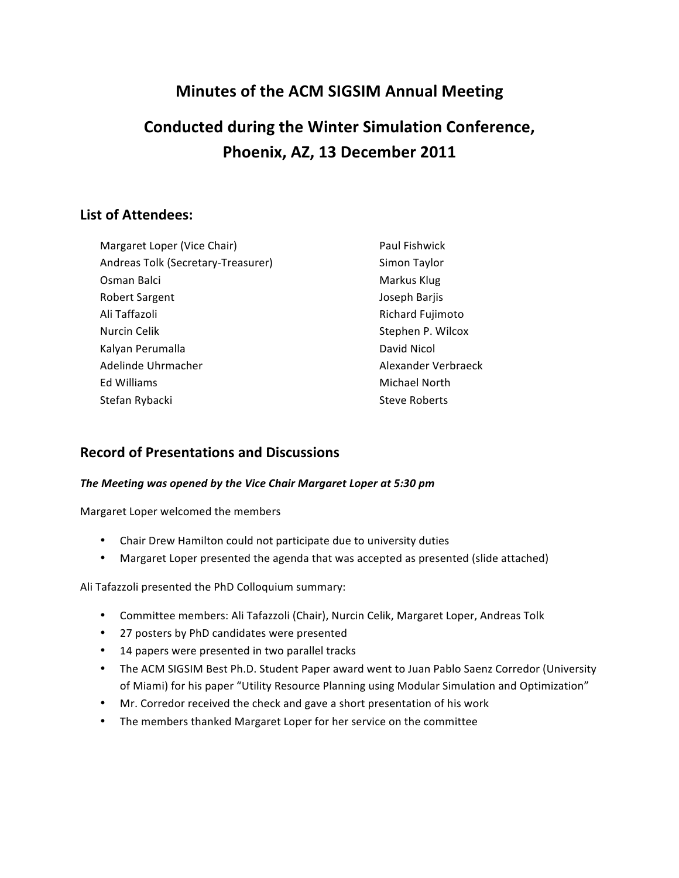# Minutes of the ACM SIGSIM Annual Meeting

# Conducted during the Winter Simulation Conference, Phoenix, AZ, 13 December 2011

## List of Attendees:

- Margaret Loper (Vice Chair)
- Andreas Tolk (Secretary-Treasurer)
- Osman Balci
- Robert Sargent
- Ali Taffazoli
- Nurcin Celik
- Kalyan Perumalla
- Adelinde Uhrmacher
- Ed Williams
- Stefan Rybacki
- Paul Fishwick
- Simon Taylor
- Markus Klug
- Joseph Barjis
- Richard Fujimoto
- Stephen P. Wilcox
- David Nicol
- Alexander Verbraeck
- Michael North
- Steve Roberts

## Record of Presentations and Discussions

***The Meeting was opened by the Vice Chair Margaret Loper at 5:30 pm***

Margaret Loper welcomed the members

- Chair Drew Hamilton could not participate due to university duties
- Margaret Loper presented the agenda that was accepted as presented (slide attached)

Ali Tafazzoli presented the PhD Colloquium summary:

- Committee members: Ali Tafazzoli (Chair), Nurcin Celik, Margaret Loper, Andreas Tolk
- 27 posters by PhD candidates were presented
- 14 papers were presented in two parallel tracks
- The ACM SIGSIM Best Ph.D. Student Paper award went to Juan Pablo Saenz Corredor (University of Miami) for his paper "Utility Resource Planning using Modular Simulation and Optimization"
- Mr. Corredor received the check and gave a short presentation of his work
- The members thanked Margaret Loper for her service on the committee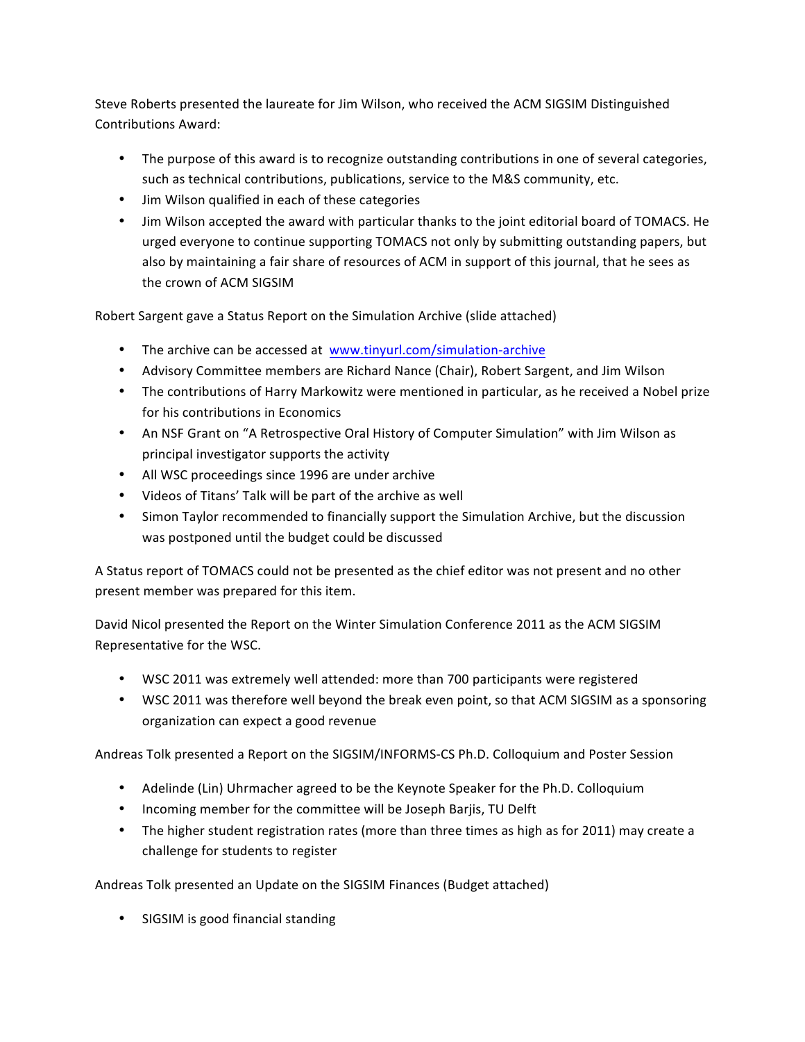Steve Roberts presented the laureate for Jim Wilson, who received the ACM SIGSIM Distinguished Contributions Award:

- The purpose of this award is to recognize outstanding contributions in one of several categories, such as technical contributions, publications, service to the M&S community, etc.
- Jim Wilson qualified in each of these categories
- Jim Wilson accepted the award with particular thanks to the joint editorial board of TOMACS. He urged everyone to continue supporting TOMACS not only by submitting outstanding papers, but also by maintaining a fair share of resources of ACM in support of this journal, that he sees as the crown of ACM SIGSIM

Robert Sargent gave a Status Report on the Simulation Archive (slide attached)

- The archive can be accessed at [www.tinyurl.com/simulation-archive](www.tinyurl.com/simulation-archive)
- Advisory Committee members are Richard Nance (Chair), Robert Sargent, and Jim Wilson
- The contributions of Harry Markowitz were mentioned in particular, as he received a Nobel prize for his contributions in Economics
- An NSF Grant on "A Retrospective Oral History of Computer Simulation" with Jim Wilson as principal investigator supports the activity
- All WSC proceedings since 1996 are under archive
- Videos of Titans' Talk will be part of the archive as well
- Simon Taylor recommended to financially support the Simulation Archive, but the discussion was postponed until the budget could be discussed

A Status report of TOMACS could not be presented as the chief editor was not present and no other present member was prepared for this item.

David Nicol presented the Report on the Winter Simulation Conference 2011 as the ACM SIGSIM Representative for the WSC.

- WSC 2011 was extremely well attended: more than 700 participants were registered
- WSC 2011 was therefore well beyond the break even point, so that ACM SIGSIM as a sponsoring organization can expect a good revenue

Andreas Tolk presented a Report on the SIGSIM/INFORMS-CS Ph.D. Colloquium and Poster Session

- Adelinde (Lin) Uhrmacher agreed to be the Keynote Speaker for the Ph.D. Colloquium
- Incoming member for the committee will be Joseph Barjis, TU Delft
- The higher student registration rates (more than three times as high as for 2011) may create a challenge for students to register

Andreas Tolk presented an Update on the SIGSIM Finances (Budget attached)

- SIGSIM is good financial standing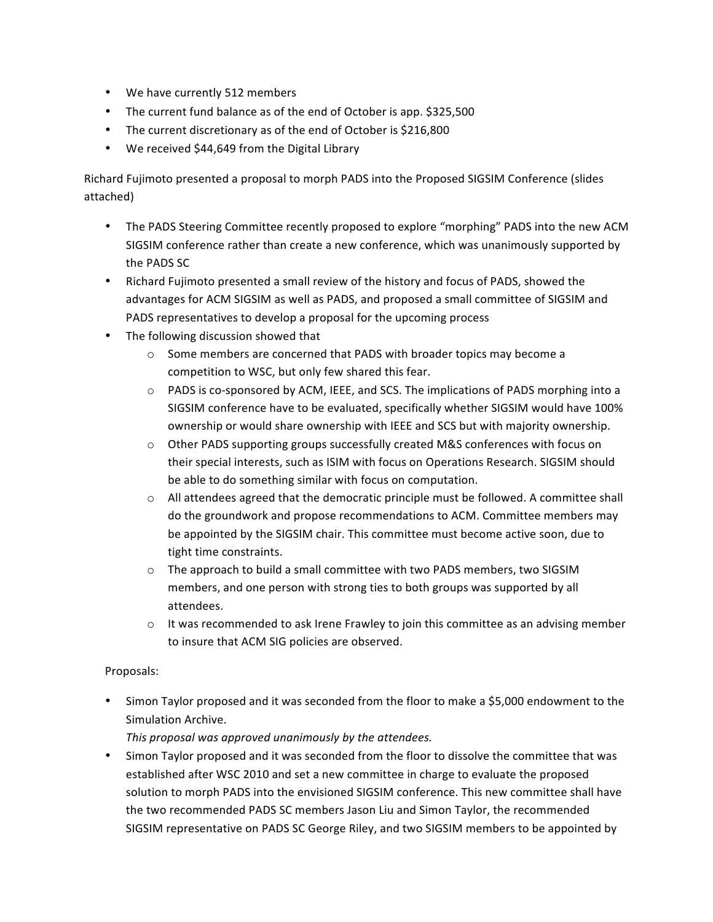- We have currently 512 members
- The current fund balance as of the end of October is app. $325,500
- The current discretionary as of the end of October is $216,800
- We received $44,649 from the Digital Library

Richard Fujimoto presented a proposal to morph PADS into the Proposed SIGSIM Conference (slides attached)

- The PADS Steering Committee recently proposed to explore "morphing" PADS into the new ACM SIGSIM conference rather than create a new conference, which was unanimously supported by the PADS SC
- Richard Fujimoto presented a small review of the history and focus of PADS, showed the advantages for ACM SIGSIM as well as PADS, and proposed a small committee of SIGSIM and PADS representatives to develop a proposal for the upcoming process
- The following discussion showed that
    - Some members are concerned that PADS with broader topics may become a competition to WSC, but only few shared this fear.
    - PADS is co-sponsored by ACM, IEEE, and SCS. The implications of PADS morphing into a SIGSIM conference have to be evaluated, specifically whether SIGSIM would have 100% ownership or would share ownership with IEEE and SCS but with majority ownership.
    - Other PADS supporting groups successfully created M&S conferences with focus on their special interests, such as ISIM with focus on Operations Research. SIGSIM should be able to do something similar with focus on computation.
    - All attendees agreed that the democratic principle must be followed. A committee shall do the groundwork and propose recommendations to ACM. Committee members may be appointed by the SIGSIM chair. This committee must become active soon, due to tight time constraints.
    - The approach to build a small committee with two PADS members, two SIGSIM members, and one person with strong ties to both groups was supported by all attendees.
    - It was recommended to ask Irene Frawley to join this committee as an advising member to insure that ACM SIG policies are observed.

Proposals:

- Simon Taylor proposed and it was seconded from the floor to make a $5,000 endowment to the Simulation Archive.
  *This proposal was approved unanimously by the attendees.*
- Simon Taylor proposed and it was seconded from the floor to dissolve the committee that was established after WSC 2010 and set a new committee in charge to evaluate the proposed solution to morph PADS into the envisioned SIGSIM conference. This new committee shall have the two recommended PADS SC members Jason Liu and Simon Taylor, the recommended SIGSIM representative on PADS SC George Riley, and two SIGSIM members to be appointed by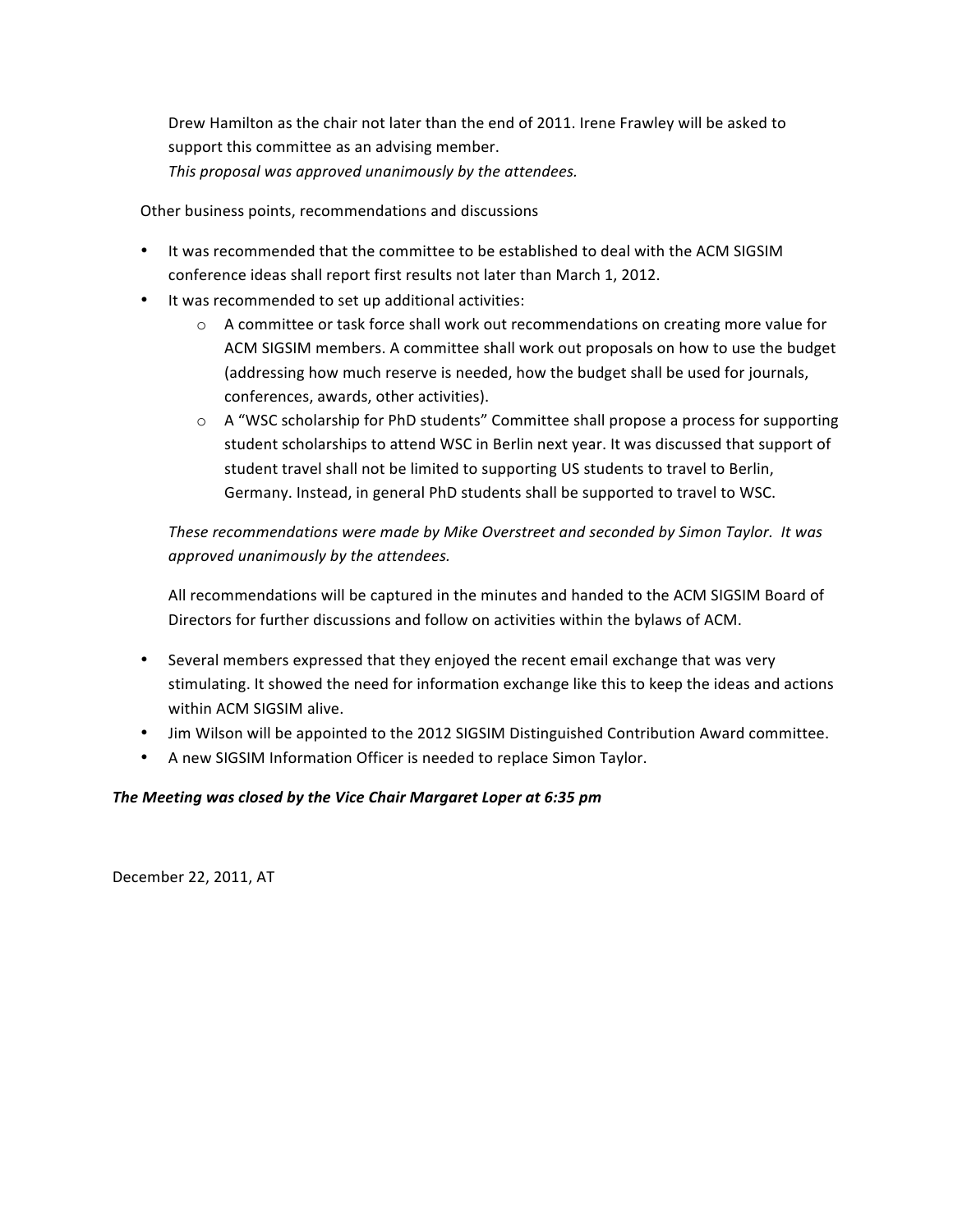Drew Hamilton as the chair not later than the end of 2011. Irene Frawley will be asked to support this committee as an advising member.
*This proposal was approved unanimously by the attendees.*

Other business points, recommendations and discussions

- It was recommended that the committee to be established to deal with the ACM SIGSIM conference ideas shall report first results not later than March 1, 2012.
- It was recommended to set up additional activities:
  - A committee or task force shall work out recommendations on creating more value for ACM SIGSIM members. A committee shall work out proposals on how to use the budget (addressing how much reserve is needed, how the budget shall be used for journals, conferences, awards, other activities).
  - A "WSC scholarship for PhD students" Committee shall propose a process for supporting student scholarships to attend WSC in Berlin next year. It was discussed that support of student travel shall not be limited to supporting US students to travel to Berlin, Germany. Instead, in general PhD students shall be supported to travel to WSC.

  *These recommendations were made by Mike Overstreet and seconded by Simon Taylor. It was approved unanimously by the attendees.*

  All recommendations will be captured in the minutes and handed to the ACM SIGSIM Board of Directors for further discussions and follow on activities within the bylaws of ACM.

- Several members expressed that they enjoyed the recent email exchange that was very stimulating. It showed the need for information exchange like this to keep the ideas and actions within ACM SIGSIM alive.
- Jim Wilson will be appointed to the 2012 SIGSIM Distinguished Contribution Award committee.
- A new SIGSIM Information Officer is needed to replace Simon Taylor.

***The Meeting was closed by the Vice Chair Margaret Loper at 6:35 pm***

December 22, 2011, AT